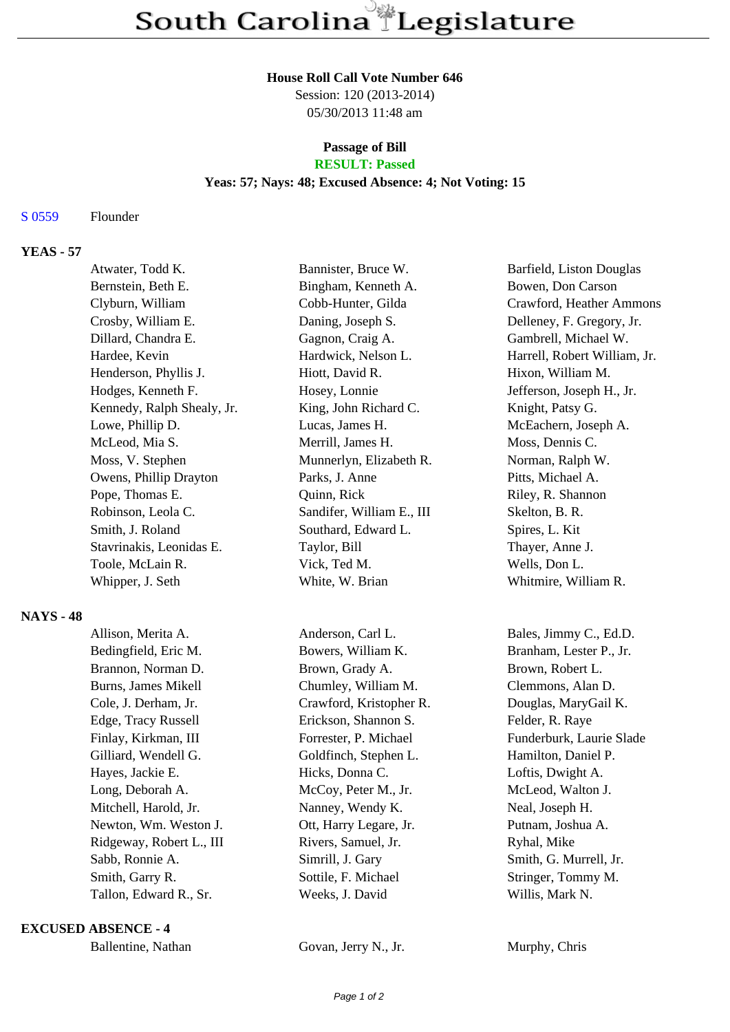# South Carolina Legislature

**House Roll Call Vote Number 646**
Session: 120 (2013-2014)
05/30/2013 11:48 am

**Passage of Bill**
**RESULT: Passed**
**Yeas: 57; Nays: 48; Excused Absence: 4; Not Voting: 15**

S 0559 Flounder

## YEAS - 57

| | | |
|---|---|---|
| Atwater, Todd K. | Bannister, Bruce W. | Barfield, Liston Douglas |
| Bernstein, Beth E. | Bingham, Kenneth A. | Bowen, Don Carson |
| Clyburn, William | Cobb-Hunter, Gilda | Crawford, Heather Ammons |
| Crosby, William E. | Daning, Joseph S. | Delleney, F. Gregory, Jr. |
| Dillard, Chandra E. | Gagnon, Craig A. | Gambrell, Michael W. |
| Hardee, Kevin | Hardwick, Nelson L. | Harrell, Robert William, Jr. |
| Henderson, Phyllis J. | Hiott, David R. | Hixon, William M. |
| Hodges, Kenneth F. | Hosey, Lonnie | Jefferson, Joseph H., Jr. |
| Kennedy, Ralph Shealy, Jr. | King, John Richard C. | Knight, Patsy G. |
| Lowe, Phillip D. | Lucas, James H. | McEachern, Joseph A. |
| McLeod, Mia S. | Merrill, James H. | Moss, Dennis C. |
| Moss, V. Stephen | Munnerlyn, Elizabeth R. | Norman, Ralph W. |
| Owens, Phillip Drayton | Parks, J. Anne | Pitts, Michael A. |
| Pope, Thomas E. | Quinn, Rick | Riley, R. Shannon |
| Robinson, Leola C. | Sandifer, William E., III | Skelton, B. R. |
| Smith, J. Roland | Southard, Edward L. | Spires, L. Kit |
| Stavrinakis, Leonidas E. | Taylor, Bill | Thayer, Anne J. |
| Toole, McLain R. | Vick, Ted M. | Wells, Don L. |
| Whipper, J. Seth | White, W. Brian | Whitmire, William R. |

## NAYS - 48

| | | |
|---|---|---|
| Allison, Merita A. | Anderson, Carl L. | Bales, Jimmy C., Ed.D. |
| Bedingfield, Eric M. | Bowers, William K. | Branham, Lester P., Jr. |
| Brannon, Norman D. | Brown, Grady A. | Brown, Robert L. |
| Burns, James Mikell | Chumley, William M. | Clemmons, Alan D. |
| Cole, J. Derham, Jr. | Crawford, Kristopher R. | Douglas, MaryGail K. |
| Edge, Tracy Russell | Erickson, Shannon S. | Felder, R. Raye |
| Finlay, Kirkman, III | Forrester, P. Michael | Funderburk, Laurie Slade |
| Gilliard, Wendell G. | Goldfinch, Stephen L. | Hamilton, Daniel P. |
| Hayes, Jackie E. | Hicks, Donna C. | Loftis, Dwight A. |
| Long, Deborah A. | McCoy, Peter M., Jr. | McLeod, Walton J. |
| Mitchell, Harold, Jr. | Nanney, Wendy K. | Neal, Joseph H. |
| Newton, Wm. Weston J. | Ott, Harry Legare, Jr. | Putnam, Joshua A. |
| Ridgeway, Robert L., III | Rivers, Samuel, Jr. | Ryhal, Mike |
| Sabb, Ronnie A. | Simrill, J. Gary | Smith, G. Murrell, Jr. |
| Smith, Garry R. | Sottile, F. Michael | Stringer, Tommy M. |
| Tallon, Edward R., Sr. | Weeks, J. David | Willis, Mark N. |

## EXCUSED ABSENCE - 4

| | | |
|---|---|---|
| Ballentine, Nathan | Govan, Jerry N., Jr. | Murphy, Chris |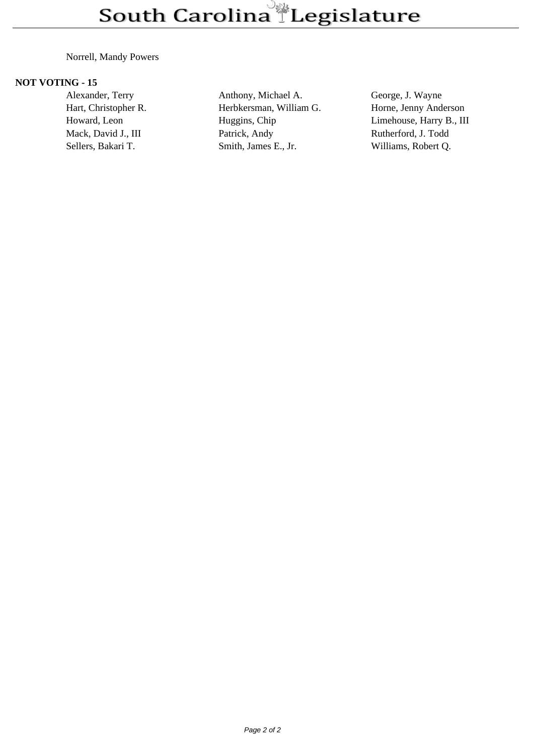Norrell, Mandy Powers

**NOT VOTING - 15**

| | | |
|---|---|---|
| Alexander, Terry | Anthony, Michael A. | George, J. Wayne |
| Hart, Christopher R. | Herbkersman, William G. | Horne, Jenny Anderson |
| Howard, Leon | Huggins, Chip | Limehouse, Harry B., III |
| Mack, David J., III | Patrick, Andy | Rutherford, J. Todd |
| Sellers, Bakari T. | Smith, James E., Jr. | Williams, Robert Q. |